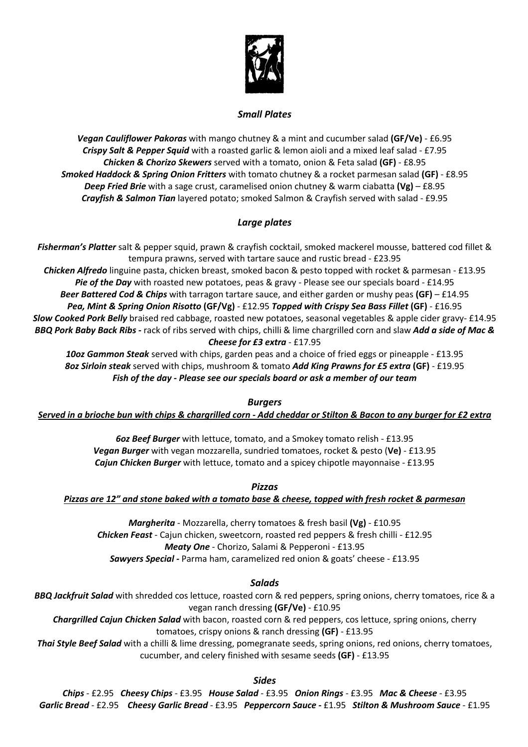## *Small Plates*

***Vegan Cauliflower Pakoras*** with mango chutney & a mint and cucumber salad **(GF/Ve)** - £6.95
***Crispy Salt & Pepper Squid*** with a roasted garlic & lemon aioli and a mixed leaf salad - £7.95
***Chicken & Chorizo Skewers*** served with a tomato, onion & Feta salad **(GF)** - £8.95
***Smoked Haddock & Spring Onion Fritters*** with tomato chutney & a rocket parmesan salad **(GF)** - £8.95
***Deep Fried Brie*** with a sage crust, caramelised onion chutney & warm ciabatta **(Vg)** – £8.95
***Crayfish & Salmon Tian*** layered potato; smoked Salmon & Crayfish served with salad - £9.95

## *Large plates*

***Fisherman's Platter*** salt & pepper squid, prawn & crayfish cocktail, smoked mackerel mousse, battered cod fillet & tempura prawns, served with tartare sauce and rustic bread - £23.95
***Chicken Alfredo*** linguine pasta, chicken breast, smoked bacon & pesto topped with rocket & parmesan - £13.95
***Pie of the Day*** with roasted new potatoes, peas & gravy - Please see our specials board - £14.95
***Beer Battered Cod & Chips*** with tarragon tartare sauce, and either garden or mushy peas **(GF)** – £14.95
***Pea, Mint & Spring Onion Risotto*** **(GF/Vg)** - £12.95 ***Topped with Crispy Sea Bass Fillet*** **(GF)** - £16.95
***Slow Cooked Pork Belly*** braised red cabbage, roasted new potatoes, seasonal vegetables & apple cider gravy- £14.95
***BBQ Pork Baby Back Ribs -*** rack of ribs served with chips, chilli & lime chargrilled corn and slaw ***Add a side of Mac & Cheese for £3 extra*** - £17.95
***10oz Gammon Steak*** served with chips, garden peas and a choice of fried eggs or pineapple - £13.95
***8oz Sirloin steak*** served with chips, mushroom & tomato ***Add King Prawns for £5 extra*** **(GF)** - £19.95
***Fish of the day - Please see our specials board or ask a member of our team***

## *Burgers*

***Served in a brioche bun with chips & chargrilled corn - Add cheddar or Stilton & Bacon to any burger for £2 extra***

***6oz Beef Burger*** with lettuce, tomato, and a Smokey tomato relish - £13.95
***Vegan Burger*** with vegan mozzarella, sundried tomatoes, rocket & pesto (**Ve)** - £13.95
***Cajun Chicken Burger*** with lettuce, tomato and a spicey chipotle mayonnaise - £13.95

## *Pizzas*

***Pizzas are 12" and stone baked with a tomato base & cheese, topped with fresh rocket & parmesan***

***Margherita*** - Mozzarella, cherry tomatoes & fresh basil **(Vg)** - £10.95
***Chicken Feast*** - Cajun chicken, sweetcorn, roasted red peppers & fresh chilli - £12.95
***Meaty One*** - Chorizo, Salami & Pepperoni - £13.95
***Sawyers Special -*** Parma ham, caramelized red onion & goats' cheese - £13.95

## *Salads*

***BBQ Jackfruit Salad*** with shredded cos lettuce, roasted corn & red peppers, spring onions, cherry tomatoes, rice & a vegan ranch dressing **(GF/Ve)** - £10.95
***Chargrilled Cajun Chicken Salad*** with bacon, roasted corn & red peppers, cos lettuce, spring onions, cherry tomatoes, crispy onions & ranch dressing **(GF)** - £13.95
***Thai Style Beef Salad*** with a chilli & lime dressing, pomegranate seeds, spring onions, red onions, cherry tomatoes, cucumber, and celery finished with sesame seeds **(GF)** - £13.95

## *Sides*

***Chips*** - £2.95 ***Cheesy Chips*** - £3.95 ***House Salad*** - £3.95 ***Onion Rings*** - £3.95 ***Mac & Cheese*** - £3.95
***Garlic Bread*** - £2.95 ***Cheesy Garlic Bread*** - £3.95 ***Peppercorn Sauce -*** £1.95 ***Stilton & Mushroom Sauce*** - £1.95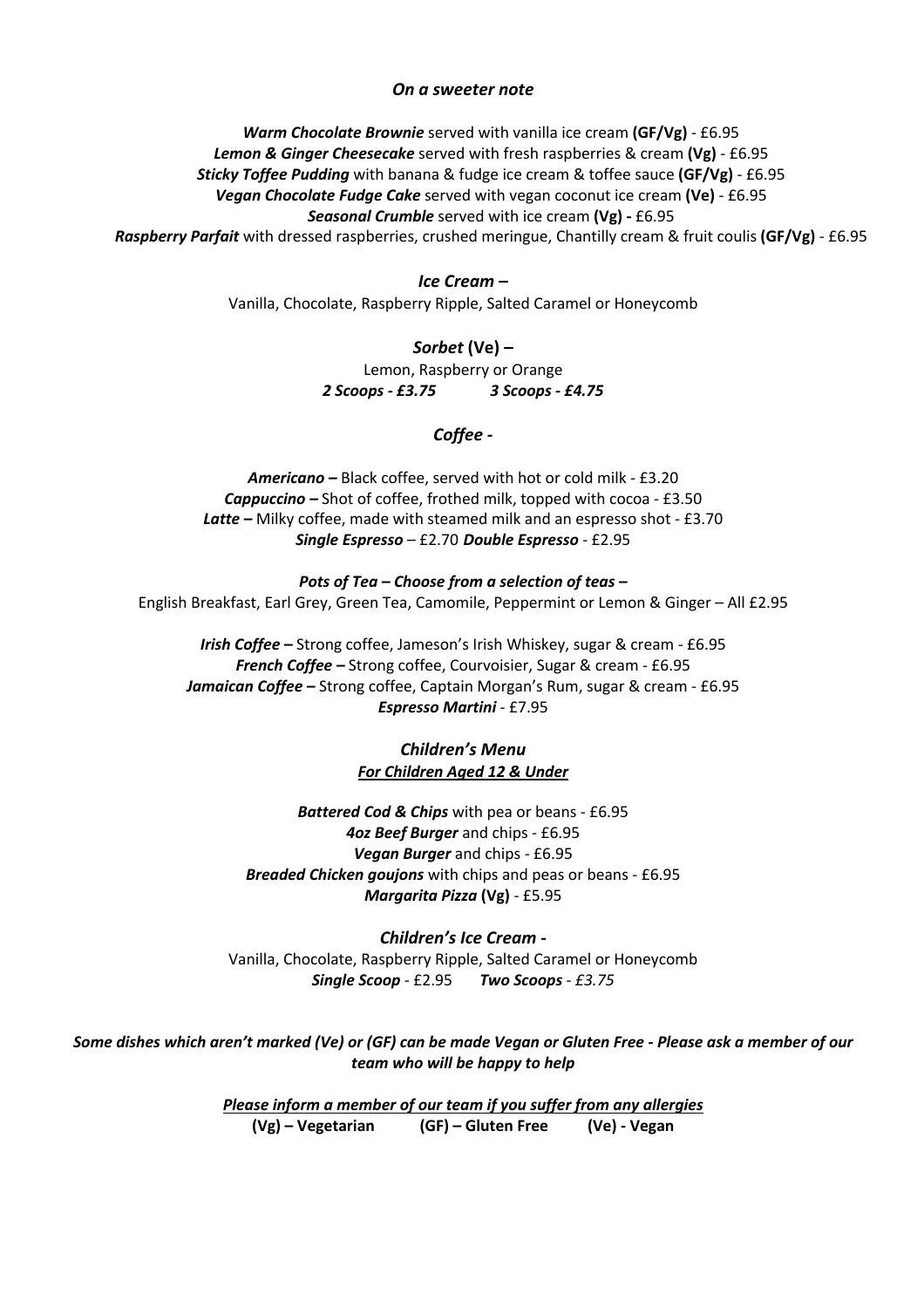## *On a sweeter note*

***Warm Chocolate Brownie*** served with vanilla ice cream **(GF/Vg)** - £6.95
***Lemon & Ginger Cheesecake*** served with fresh raspberries & cream **(Vg)** - £6.95
***Sticky Toffee Pudding*** with banana & fudge ice cream & toffee sauce **(GF/Vg)** - £6.95
***Vegan Chocolate Fudge Cake*** served with vegan coconut ice cream **(Ve)** - £6.95
***Seasonal Crumble*** served with ice cream **(Vg) -** £6.95
***Raspberry Parfait*** with dressed raspberries, crushed meringue, Chantilly cream & fruit coulis **(GF/Vg)** - £6.95

### *Ice Cream –*

Vanilla, Chocolate, Raspberry Ripple, Salted Caramel or Honeycomb

### *Sorbet* (Ve) –

Lemon, Raspberry or Orange
***2 Scoops - £3.75*** ***3 Scoops - £4.75***

### *Coffee -*

***Americano –*** Black coffee, served with hot or cold milk - £3.20
***Cappuccino –*** Shot of coffee, frothed milk, topped with cocoa - £3.50
***Latte –*** Milky coffee, made with steamed milk and an espresso shot - £3.70
***Single Espresso*** – £2.70 ***Double Espresso*** - £2.95

***Pots of Tea – Choose from a selection of teas –***
English Breakfast, Earl Grey, Green Tea, Camomile, Peppermint or Lemon & Ginger – All £2.95

***Irish Coffee –*** Strong coffee, Jameson's Irish Whiskey, sugar & cream - £6.95
***French Coffee –*** Strong coffee, Courvoisier, Sugar & cream - £6.95
***Jamaican Coffee –*** Strong coffee, Captain Morgan's Rum, sugar & cream - £6.95
***Espresso Martini*** - £7.95

## *Children's Menu*

***For Children Aged 12 & Under***

***Battered Cod & Chips*** with pea or beans - £6.95
***4oz Beef Burger*** and chips - £6.95
***Vegan Burger*** and chips - £6.95
***Breaded Chicken goujons*** with chips and peas or beans - £6.95
***Margarita Pizza*** **(Vg)** - £5.95

### *Children's Ice Cream -*

Vanilla, Chocolate, Raspberry Ripple, Salted Caramel or Honeycomb
***Single Scoop*** - £2.95 ***Two Scoops*** - *£3.75*

***Some dishes which aren't marked (Ve) or (GF) can be made Vegan or Gluten Free - Please ask a member of our team who will be happy to help***

***Please inform a member of our team if you suffer from any allergies***
**(Vg) – Vegetarian (GF) – Gluten Free (Ve) - Vegan**